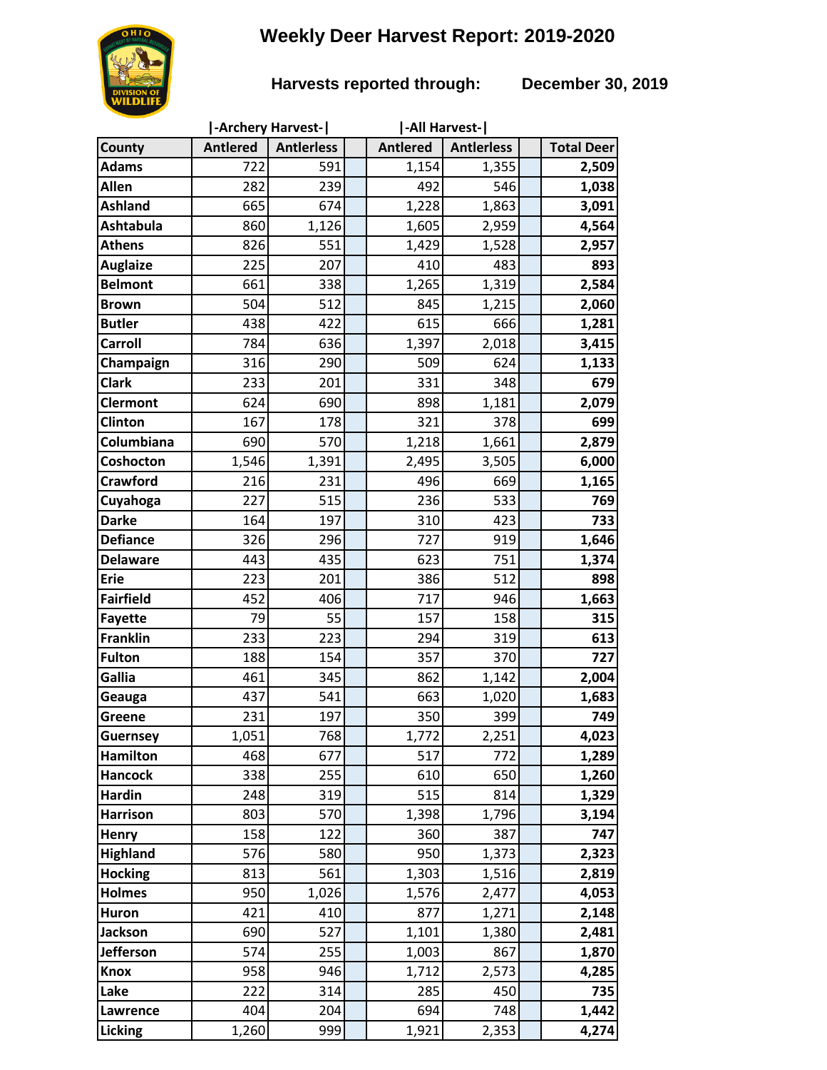# Weekly Deer Harvest Report: 2019-2020

**Harvests reported through: December 30, 2019**

| County | \|-Archery Harvest-\| | | | \|-All Harvest-\| | | | |
|---|---|---|---|---|---|---|---|
| | Antlered | Antlerless | | Antlered | Antlerless | | Total Deer |
| Adams | 722 | 591 | | 1,154 | 1,355 | | **2,509** |
| Allen | 282 | 239 | | 492 | 546 | | **1,038** |
| Ashland | 665 | 674 | | 1,228 | 1,863 | | **3,091** |
| Ashtabula | 860 | 1,126 | | 1,605 | 2,959 | | **4,564** |
| Athens | 826 | 551 | | 1,429 | 1,528 | | **2,957** |
| Auglaize | 225 | 207 | | 410 | 483 | | **893** |
| Belmont | 661 | 338 | | 1,265 | 1,319 | | **2,584** |
| Brown | 504 | 512 | | 845 | 1,215 | | **2,060** |
| Butler | 438 | 422 | | 615 | 666 | | **1,281** |
| Carroll | 784 | 636 | | 1,397 | 2,018 | | **3,415** |
| Champaign | 316 | 290 | | 509 | 624 | | **1,133** |
| Clark | 233 | 201 | | 331 | 348 | | **679** |
| Clermont | 624 | 690 | | 898 | 1,181 | | **2,079** |
| Clinton | 167 | 178 | | 321 | 378 | | **699** |
| Columbiana | 690 | 570 | | 1,218 | 1,661 | | **2,879** |
| Coshocton | 1,546 | 1,391 | | 2,495 | 3,505 | | **6,000** |
| Crawford | 216 | 231 | | 496 | 669 | | **1,165** |
| Cuyahoga | 227 | 515 | | 236 | 533 | | **769** |
| Darke | 164 | 197 | | 310 | 423 | | **733** |
| Defiance | 326 | 296 | | 727 | 919 | | **1,646** |
| Delaware | 443 | 435 | | 623 | 751 | | **1,374** |
| Erie | 223 | 201 | | 386 | 512 | | **898** |
| Fairfield | 452 | 406 | | 717 | 946 | | **1,663** |
| Fayette | 79 | 55 | | 157 | 158 | | **315** |
| Franklin | 233 | 223 | | 294 | 319 | | **613** |
| Fulton | 188 | 154 | | 357 | 370 | | **727** |
| Gallia | 461 | 345 | | 862 | 1,142 | | **2,004** |
| Geauga | 437 | 541 | | 663 | 1,020 | | **1,683** |
| Greene | 231 | 197 | | 350 | 399 | | **749** |
| Guernsey | 1,051 | 768 | | 1,772 | 2,251 | | **4,023** |
| Hamilton | 468 | 677 | | 517 | 772 | | **1,289** |
| Hancock | 338 | 255 | | 610 | 650 | | **1,260** |
| Hardin | 248 | 319 | | 515 | 814 | | **1,329** |
| Harrison | 803 | 570 | | 1,398 | 1,796 | | **3,194** |
| Henry | 158 | 122 | | 360 | 387 | | **747** |
| Highland | 576 | 580 | | 950 | 1,373 | | **2,323** |
| Hocking | 813 | 561 | | 1,303 | 1,516 | | **2,819** |
| Holmes | 950 | 1,026 | | 1,576 | 2,477 | | **4,053** |
| Huron | 421 | 410 | | 877 | 1,271 | | **2,148** |
| Jackson | 690 | 527 | | 1,101 | 1,380 | | **2,481** |
| Jefferson | 574 | 255 | | 1,003 | 867 | | **1,870** |
| Knox | 958 | 946 | | 1,712 | 2,573 | | **4,285** |
| Lake | 222 | 314 | | 285 | 450 | | **735** |
| Lawrence | 404 | 204 | | 694 | 748 | | **1,442** |
| Licking | 1,260 | 999 | | 1,921 | 2,353 | | **4,274** |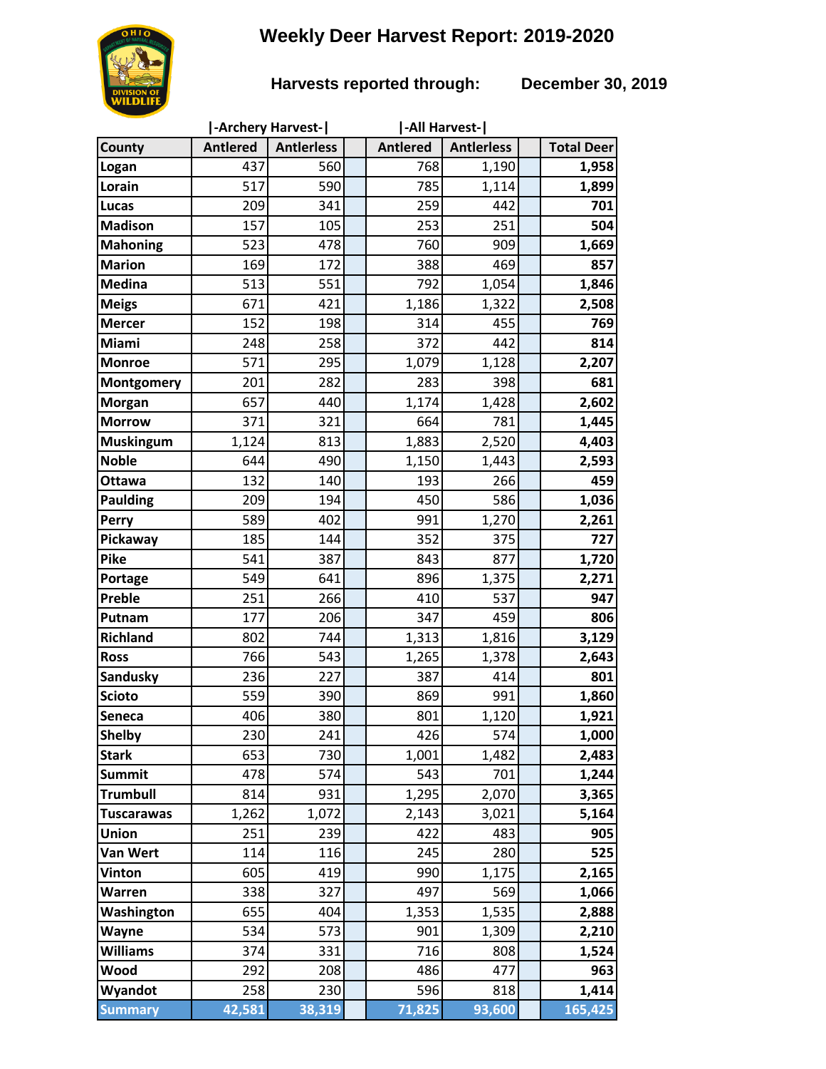# Weekly Deer Harvest Report: 2019-2020

**Harvests reported through: December 30, 2019**

| County | \|-Archery Harvest-\| | | | \|-All Harvest-\| | | | |
|---|---|---|---|---|---|---|---|
| | Antlered | Antlerless | | Antlered | Antlerless | | Total Deer |
| Logan | 437 | 560 | | 768 | 1,190 | | **1,958** |
| Lorain | 517 | 590 | | 785 | 1,114 | | **1,899** |
| Lucas | 209 | 341 | | 259 | 442 | | **701** |
| Madison | 157 | 105 | | 253 | 251 | | **504** |
| Mahoning | 523 | 478 | | 760 | 909 | | **1,669** |
| Marion | 169 | 172 | | 388 | 469 | | **857** |
| Medina | 513 | 551 | | 792 | 1,054 | | **1,846** |
| Meigs | 671 | 421 | | 1,186 | 1,322 | | **2,508** |
| Mercer | 152 | 198 | | 314 | 455 | | **769** |
| Miami | 248 | 258 | | 372 | 442 | | **814** |
| Monroe | 571 | 295 | | 1,079 | 1,128 | | **2,207** |
| Montgomery | 201 | 282 | | 283 | 398 | | **681** |
| Morgan | 657 | 440 | | 1,174 | 1,428 | | **2,602** |
| Morrow | 371 | 321 | | 664 | 781 | | **1,445** |
| Muskingum | 1,124 | 813 | | 1,883 | 2,520 | | **4,403** |
| Noble | 644 | 490 | | 1,150 | 1,443 | | **2,593** |
| Ottawa | 132 | 140 | | 193 | 266 | | **459** |
| Paulding | 209 | 194 | | 450 | 586 | | **1,036** |
| Perry | 589 | 402 | | 991 | 1,270 | | **2,261** |
| Pickaway | 185 | 144 | | 352 | 375 | | **727** |
| Pike | 541 | 387 | | 843 | 877 | | **1,720** |
| Portage | 549 | 641 | | 896 | 1,375 | | **2,271** |
| Preble | 251 | 266 | | 410 | 537 | | **947** |
| Putnam | 177 | 206 | | 347 | 459 | | **806** |
| Richland | 802 | 744 | | 1,313 | 1,816 | | **3,129** |
| Ross | 766 | 543 | | 1,265 | 1,378 | | **2,643** |
| Sandusky | 236 | 227 | | 387 | 414 | | **801** |
| Scioto | 559 | 390 | | 869 | 991 | | **1,860** |
| Seneca | 406 | 380 | | 801 | 1,120 | | **1,921** |
| Shelby | 230 | 241 | | 426 | 574 | | **1,000** |
| Stark | 653 | 730 | | 1,001 | 1,482 | | **2,483** |
| Summit | 478 | 574 | | 543 | 701 | | **1,244** |
| Trumbull | 814 | 931 | | 1,295 | 2,070 | | **3,365** |
| Tuscarawas | 1,262 | 1,072 | | 2,143 | 3,021 | | **5,164** |
| Union | 251 | 239 | | 422 | 483 | | **905** |
| Van Wert | 114 | 116 | | 245 | 280 | | **525** |
| Vinton | 605 | 419 | | 990 | 1,175 | | **2,165** |
| Warren | 338 | 327 | | 497 | 569 | | **1,066** |
| Washington | 655 | 404 | | 1,353 | 1,535 | | **2,888** |
| Wayne | 534 | 573 | | 901 | 1,309 | | **2,210** |
| Williams | 374 | 331 | | 716 | 808 | | **1,524** |
| Wood | 292 | 208 | | 486 | 477 | | **963** |
| Wyandot | 258 | 230 | | 596 | 818 | | **1,414** |
| **Summary** | **42,581** | **38,319** | | **71,825** | **93,600** | | **165,425** |